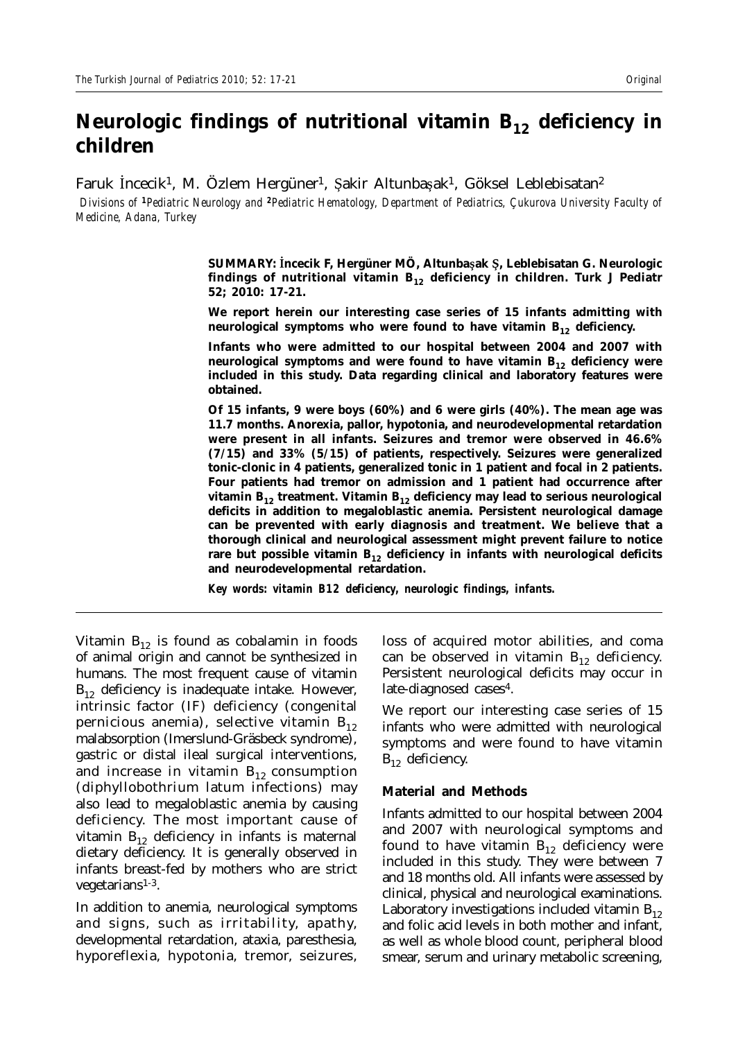# Neurologic findings of nutritional vitamin $B_{12}$ deficiency in children

Faruk İncecik[1], M. Özlem Hergüner[1], Şakir Altunbaşak[1], Göksel Leblebisatan[2]

*Divisions of [1]Pediatric Neurology and [2]Pediatric Hematology, Department of Pediatrics, Çukurova University Faculty of Medicine, Adana, Turkey*

**SUMMARY: İncecik F, Hergüner MÖ, Altunbaşak Ş, Leblebisatan G. Neurologic findings of nutritional vitamin $B_{12}$ deficiency in children. Turk J Pediatr 52; 2010: 17-21.**

**We report herein our interesting case series of 15 infants admitting with neurological symptoms who were found to have vitamin $B_{12}$ deficiency.**

**Infants who were admitted to our hospital between 2004 and 2007 with neurological symptoms and were found to have vitamin $B_{12}$ deficiency were included in this study. Data regarding clinical and laboratory features were obtained.**

**Of 15 infants, 9 were boys (60%) and 6 were girls (40%). The mean age was 11.7 months. Anorexia, pallor, hypotonia, and neurodevelopmental retardation were present in all infants. Seizures and tremor were observed in 46.6% (7/15) and 33% (5/15) of patients, respectively. Seizures were generalized tonic-clonic in 4 patients, generalized tonic in 1 patient and focal in 2 patients. Four patients had tremor on admission and 1 patient had occurrence after vitamin $B_{12}$ treatment. Vitamin $B_{12}$ deficiency may lead to serious neurological deficits in addition to megaloblastic anemia. Persistent neurological damage can be prevented with early diagnosis and treatment. We believe that a thorough clinical and neurological assessment might prevent failure to notice rare but possible vitamin $B_{12}$ deficiency in infants with neurological deficits and neurodevelopmental retardation.**

***Key words: vitamin B12 deficiency, neurologic findings, infants.***

Vitamin $B_{12}$ is found as cobalamin in foods of animal origin and cannot be synthesized in humans. The most frequent cause of vitamin $B_{12}$ deficiency is inadequate intake. However, intrinsic factor (IF) deficiency (congenital pernicious anemia), selective vitamin $B_{12}$ malabsorption (Imerslund-Gräsbeck syndrome), gastric or distal ileal surgical interventions, and increase in vitamin $B_{12}$ consumption (diphyllobothrium latum infections) may also lead to megaloblastic anemia by causing deficiency. The most important cause of vitamin $B_{12}$ deficiency in infants is maternal dietary deficiency. It is generally observed in infants breast-fed by mothers who are strict vegetarians[1-3].

In addition to anemia, neurological symptoms and signs, such as irritability, apathy, developmental retardation, ataxia, paresthesia, hyporeflexia, hypotonia, tremor, seizures, loss of acquired motor abilities, and coma can be observed in vitamin $B_{12}$ deficiency. Persistent neurological deficits may occur in late-diagnosed cases[4].

We report our interesting case series of 15 infants who were admitted with neurological symptoms and were found to have vitamin $B_{12}$ deficiency.

## Material and Methods

Infants admitted to our hospital between 2004 and 2007 with neurological symptoms and found to have vitamin $B_{12}$ deficiency were included in this study. They were between 7 and 18 months old. All infants were assessed by clinical, physical and neurological examinations. Laboratory investigations included vitamin $B_{12}$ and folic acid levels in both mother and infant, as well as whole blood count, peripheral blood smear, serum and urinary metabolic screening,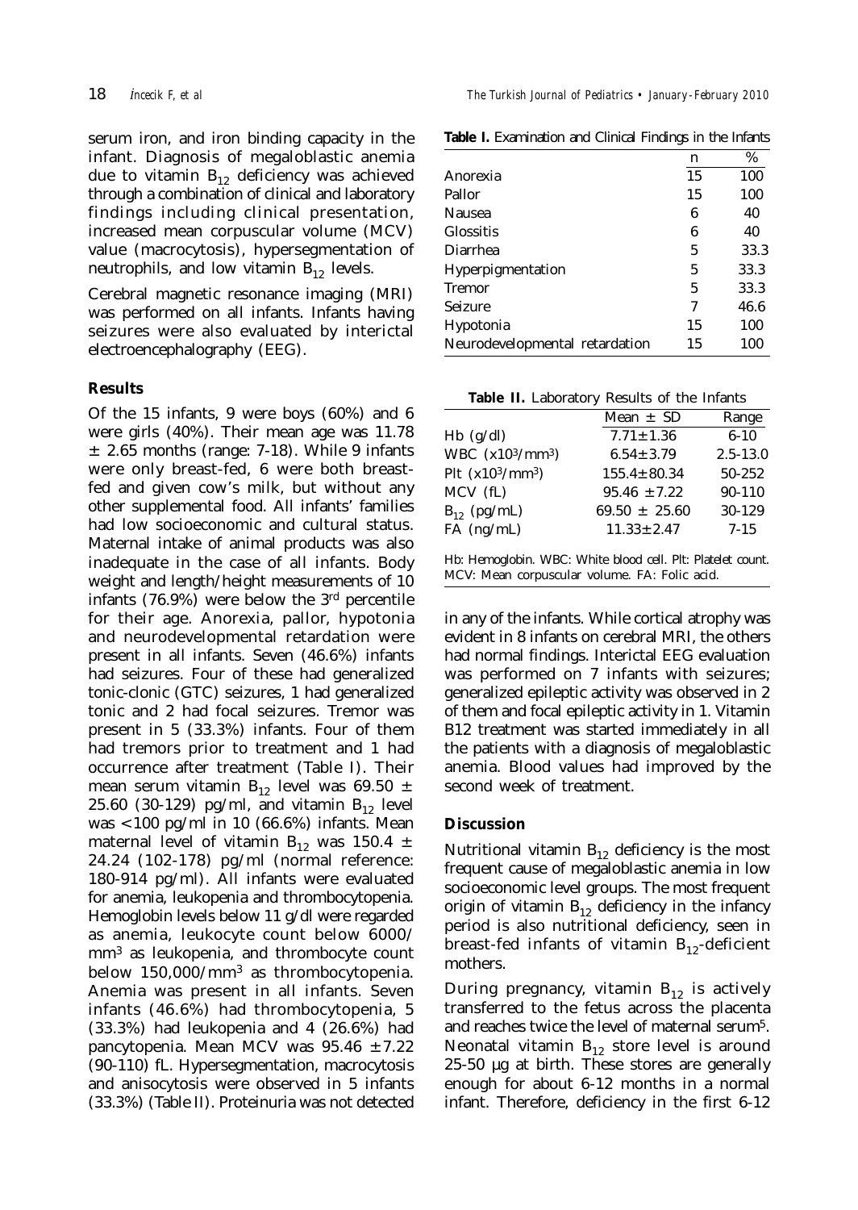serum iron, and iron binding capacity in the infant. Diagnosis of megaloblastic anemia due to vitamin $B_{12}$ deficiency was achieved through a combination of clinical and laboratory findings including clinical presentation, increased mean corpuscular volume (MCV) value (macrocytosis), hypersegmentation of neutrophils, and low vitamin $B_{12}$ levels.

Cerebral magnetic resonance imaging (MRI) was performed on all infants. Infants having seizures were also evaluated by interictal electroencephalography (EEG).

## Results

Of the 15 infants, 9 were boys (60%) and 6 were girls (40%). Their mean age was 11.78 ± 2.65 months (range: 7-18). While 9 infants were only breast-fed, 6 were both breast-fed and given cow's milk, but without any other supplemental food. All infants' families had low socioeconomic and cultural status. Maternal intake of animal products was also inadequate in the case of all infants. Body weight and length/height measurements of 10 infants (76.9%) were below the 3rd percentile for their age. Anorexia, pallor, hypotonia and neurodevelopmental retardation were present in all infants. Seven (46.6%) infants had seizures. Four of these had generalized tonic-clonic (GTC) seizures, 1 had generalized tonic and 2 had focal seizures. Tremor was present in 5 (33.3%) infants. Four of them had tremors prior to treatment and 1 had occurrence after treatment (Table I). Their mean serum vitamin $B_{12}$ level was 69.50 ± 25.60 (30-129) pg/ml, and vitamin $B_{12}$ level was <100 pg/ml in 10 (66.6%) infants. Mean maternal level of vitamin $B_{12}$ was 150.4 ± 24.24 (102-178) pg/ml (normal reference: 180-914 pg/ml). All infants were evaluated for anemia, leukopenia and thrombocytopenia. Hemoglobin levels below 11 g/dl were regarded as anemia, leukocyte count below 6000/mm$^3$ as leukopenia, and thrombocyte count below 150,000/mm$^3$ as thrombocytopenia. Anemia was present in all infants. Seven infants (46.6%) had thrombocytopenia, 5 (33.3%) had leukopenia and 4 (26.6%) had pancytopenia. Mean MCV was 95.46 ± 7.22 (90-110) fL. Hypersegmentation, macrocytosis and anisocytosis were observed in 5 infants (33.3%) (Table II). Proteinuria was not detected in any of the infants. While cortical atrophy was evident in 8 infants on cerebral MRI, the others had normal findings. Interictal EEG evaluation was performed on 7 infants with seizures; generalized epileptic activity was observed in 2 of them and focal epileptic activity in 1. Vitamin B12 treatment was started immediately in all the patients with a diagnosis of megaloblastic anemia. Blood values had improved by the second week of treatment.

**Table I.** Examination and Clinical Findings in the Infants

| | n | % |
|---|---|---|
| Anorexia | 15 | 100 |
| Pallor | 15 | 100 |
| Nausea | 6 | 40 |
| Glossitis | 6 | 40 |
| Diarrhea | 5 | 33.3 |
| Hyperpigmentation | 5 | 33.3 |
| Tremor | 5 | 33.3 |
| Seizure | 7 | 46.6 |
| Hypotonia | 15 | 100 |
| Neurodevelopmental retardation | 15 | 100 |

**Table II.** Laboratory Results of the Infants

| | Mean ± SD | Range |
|---|---|---|
| Hb (g/dl) | 7.71±1.36 | 6-10 |
| WBC (x10$^3$/mm$^3$) | 6.54±3.79 | 2.5-13.0 |
| Plt (x10$^3$/mm$^3$) | 155.4±80.34 | 50-252 |
| MCV (fL) | 95.46 ±7.22 | 90-110 |
| $B_{12}$ (pg/mL) | 69.50 ± 25.60 | 30-129 |
| FA (ng/mL) | 11.33±2.47 | 7-15 |

Hb: Hemoglobin. WBC: White blood cell. Plt: Platelet count. MCV: Mean corpuscular volume. FA: Folic acid.

## Discussion

Nutritional vitamin $B_{12}$ deficiency is the most frequent cause of megaloblastic anemia in low socioeconomic level groups. The most frequent origin of vitamin $B_{12}$ deficiency in the infancy period is also nutritional deficiency, seen in breast-fed infants of vitamin $B_{12}$-deficient mothers.

During pregnancy, vitamin $B_{12}$ is actively transferred to the fetus across the placenta and reaches twice the level of maternal serum[5]. Neonatal vitamin $B_{12}$ store level is around 25-50 µg at birth. These stores are generally enough for about 6-12 months in a normal infant. Therefore, deficiency in the first 6-12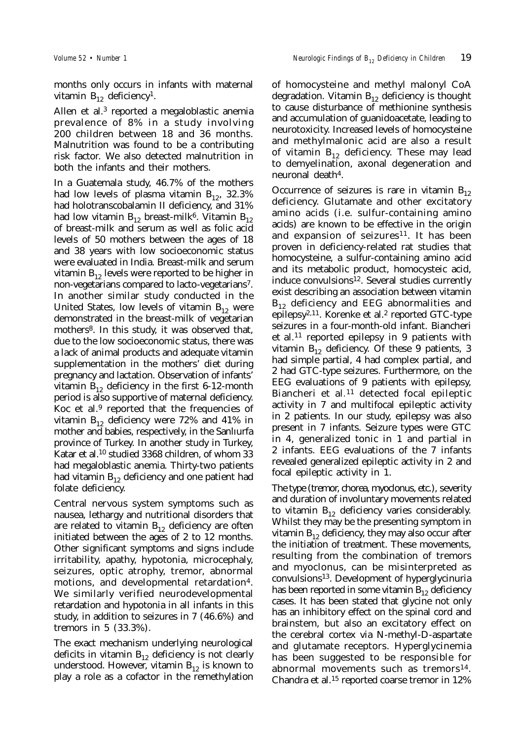months only occurs in infants with maternal vitamin $B_{12}$ deficiency[1].

Allen et al.[3] reported a megaloblastic anemia prevalence of 8% in a study involving 200 children between 18 and 36 months. Malnutrition was found to be a contributing risk factor. We also detected malnutrition in both the infants and their mothers.

In a Guatemala study, 46.7% of the mothers had low levels of plasma vitamin $B_{12}$, 32.3% had holotranscobalamin II deficiency, and 31% had low vitamin $B_{12}$ breast-milk[6]. Vitamin $B_{12}$ of breast-milk and serum as well as folic acid levels of 50 mothers between the ages of 18 and 38 years with low socioeconomic status were evaluated in India. Breast-milk and serum vitamin $B_{12}$ levels were reported to be higher in non-vegetarians compared to lacto-vegetarians[7]. In another similar study conducted in the United States, low levels of vitamin $B_{12}$ were demonstrated in the breast-milk of vegetarian mothers[8]. In this study, it was observed that, due to the low socioeconomic status, there was a lack of animal products and adequate vitamin supplementation in the mothers' diet during pregnancy and lactation. Observation of infants' vitamin $B_{12}$ deficiency in the first 6-12-month period is also supportive of maternal deficiency. Koc et al.[9] reported that the frequencies of vitamin $B_{12}$ deficiency were 72% and 41% in mother and babies, respectively, in the Sanlıurfa province of Turkey. In another study in Turkey, Katar et al.[10] studied 3368 children, of whom 33 had megaloblastic anemia. Thirty-two patients had vitamin $B_{12}$ deficiency and one patient had folate deficiency.

Central nervous system symptoms such as nausea, lethargy and nutritional disorders that are related to vitamin $B_{12}$ deficiency are often initiated between the ages of 2 to 12 months. Other significant symptoms and signs include irritability, apathy, hypotonia, microcephaly, seizures, optic atrophy, tremor, abnormal motions, and developmental retardation[4]. We similarly verified neurodevelopmental retardation and hypotonia in all infants in this study, in addition to seizures in 7 (46.6%) and tremors in 5 (33.3%).

The exact mechanism underlying neurological deficits in vitamin $B_{12}$ deficiency is not clearly understood. However, vitamin $B_{12}$ is known to play a role as a cofactor in the remethylation of homocysteine and methyl malonyl CoA degradation. Vitamin $B_{12}$ deficiency is thought to cause disturbance of methionine synthesis and accumulation of guanidoacetate, leading to neurotoxicity. Increased levels of homocysteine and methylmalonic acid are also a result of vitamin $B_{12}$ deficiency. These may lead to demyelination, axonal degeneration and neuronal death[4].

Occurrence of seizures is rare in vitamin $B_{12}$ deficiency. Glutamate and other excitatory amino acids (i.e. sulfur-containing amino acids) are known to be effective in the origin and expansion of seizures[11]. It has been proven in deficiency-related rat studies that homocysteine, a sulfur-containing amino acid and its metabolic product, homocysteic acid, induce convulsions[12]. Several studies currently exist describing an association between vitamin $B_{12}$ deficiency and EEG abnormalities and epilepsy[2,11]. Korenke et al.[2] reported GTC-type seizures in a four-month-old infant. Biancheri et al.[11] reported epilepsy in 9 patients with vitamin $B_{12}$ deficiency. Of these 9 patients, 3 had simple partial, 4 had complex partial, and 2 had GTC-type seizures. Furthermore, on the EEG evaluations of 9 patients with epilepsy, Biancheri et al.[11] detected focal epileptic activity in 7 and multifocal epileptic activity in 2 patients. In our study, epilepsy was also present in 7 infants. Seizure types were GTC in 4, generalized tonic in 1 and partial in 2 infants. EEG evaluations of the 7 infants revealed generalized epileptic activity in 2 and focal epileptic activity in 1.

The type (tremor, chorea, myoclonus, etc.), severity and duration of involuntary movements related to vitamin $B_{12}$ deficiency varies considerably. Whilst they may be the presenting symptom in vitamin $B_{12}$ deficiency, they may also occur after the initiation of treatment. These movements, resulting from the combination of tremors and myoclonus, can be misinterpreted as convulsions[13]. Development of hyperglycinuria has been reported in some vitamin $B_{12}$ deficiency cases. It has been stated that glycine not only has an inhibitory effect on the spinal cord and brainstem, but also an excitatory effect on the cerebral cortex via N-methyl-D-aspartate and glutamate receptors. Hyperglycinemia has been suggested to be responsible for abnormal movements such as tremors[14]. Chandra et al.[15] reported coarse tremor in 12%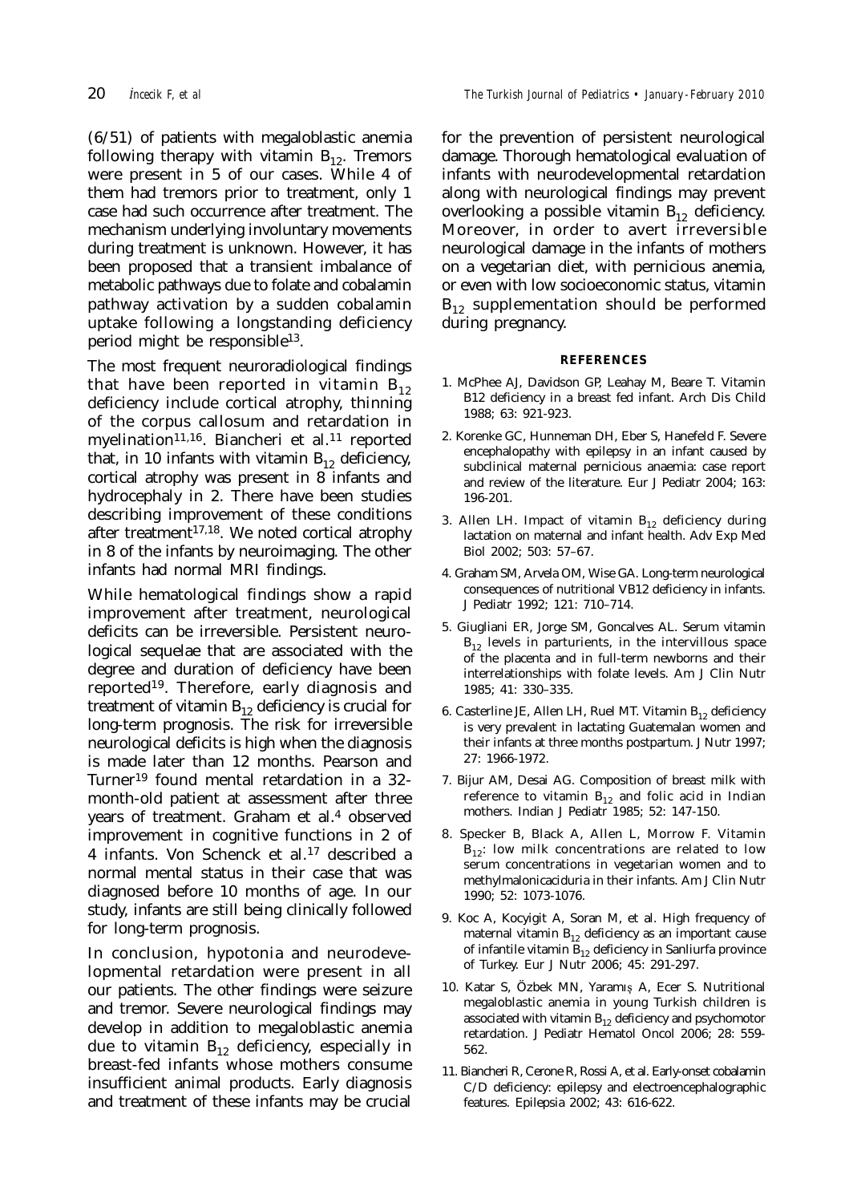(6/51) of patients with megaloblastic anemia following therapy with vitamin $B_{12}$. Tremors were present in 5 of our cases. While 4 of them had tremors prior to treatment, only 1 case had such occurrence after treatment. The mechanism underlying involuntary movements during treatment is unknown. However, it has been proposed that a transient imbalance of metabolic pathways due to folate and cobalamin pathway activation by a sudden cobalamin uptake following a longstanding deficiency period might be responsible[13].

The most frequent neuroradiological findings that have been reported in vitamin $B_{12}$ deficiency include cortical atrophy, thinning of the corpus callosum and retardation in myelination[11,16]. Biancheri et al.[11] reported that, in 10 infants with vitamin $B_{12}$ deficiency, cortical atrophy was present in 8 infants and hydrocephaly in 2. There have been studies describing improvement of these conditions after treatment[17,18]. We noted cortical atrophy in 8 of the infants by neuroimaging. The other infants had normal MRI findings.

While hematological findings show a rapid improvement after treatment, neurological deficits can be irreversible. Persistent neurological sequelae that are associated with the degree and duration of deficiency have been reported[19]. Therefore, early diagnosis and treatment of vitamin $B_{12}$ deficiency is crucial for long-term prognosis. The risk for irreversible neurological deficits is high when the diagnosis is made later than 12 months. Pearson and Turner[19] found mental retardation in a 32-month-old patient at assessment after three years of treatment. Graham et al.[4] observed improvement in cognitive functions in 2 of 4 infants. Von Schenck et al.[17] described a normal mental status in their case that was diagnosed before 10 months of age. In our study, infants are still being clinically followed for long-term prognosis.

In conclusion, hypotonia and neurodevelopmental retardation were present in all our patients. The other findings were seizure and tremor. Severe neurological findings may develop in addition to megaloblastic anemia due to vitamin $B_{12}$ deficiency, especially in breast-fed infants whose mothers consume insufficient animal products. Early diagnosis and treatment of these infants may be crucial for the prevention of persistent neurological damage. Thorough hematological evaluation of infants with neurodevelopmental retardation along with neurological findings may prevent overlooking a possible vitamin $B_{12}$ deficiency. Moreover, in order to avert irreversible neurological damage in the infants of mothers on a vegetarian diet, with pernicious anemia, or even with low socioeconomic status, vitamin $B_{12}$ supplementation should be performed during pregnancy.

## REFERENCES

1. McPhee AJ, Davidson GP, Leahay M, Beare T. Vitamin B12 deficiency in a breast fed infant. Arch Dis Child 1988; 63: 921-923.
2. Korenke GC, Hunneman DH, Eber S, Hanefeld F. Severe encephalopathy with epilepsy in an infant caused by subclinical maternal pernicious anaemia: case report and review of the literature. Eur J Pediatr 2004; 163: 196-201.
3. Allen LH. Impact of vitamin $B_{12}$ deficiency during lactation on maternal and infant health. Adv Exp Med Biol 2002; 503: 57–67.
4. Graham SM, Arvela OM, Wise GA. Long-term neurological consequences of nutritional VB12 deficiency in infants. J Pediatr 1992; 121: 710–714.
5. Giugliani ER, Jorge SM, Goncalves AL. Serum vitamin $B_{12}$ levels in parturients, in the intervillous space of the placenta and in full-term newborns and their interrelationships with folate levels. Am J Clin Nutr 1985; 41: 330–335.
6. Casterline JE, Allen LH, Ruel MT. Vitamin $B_{12}$ deficiency is very prevalent in lactating Guatemalan women and their infants at three months postpartum. J Nutr 1997; 27: 1966-1972.
7. Bijur AM, Desai AG. Composition of breast milk with reference to vitamin $B_{12}$ and folic acid in Indian mothers. Indian J Pediatr 1985; 52: 147-150.
8. Specker B, Black A, Allen L, Morrow F. Vitamin $B_{12}$: low milk concentrations are related to low serum concentrations in vegetarian women and to methylmalonicaciduria in their infants. Am J Clin Nutr 1990; 52: 1073-1076.
9. Koc A, Kocyigit A, Soran M, et al. High frequency of maternal vitamin $B_{12}$ deficiency as an important cause of infantile vitamin $B_{12}$ deficiency in Sanliurfa province of Turkey. Eur J Nutr 2006; 45: 291-297.
10. Katar S, Özbek MN, Yaramış A, Ecer S. Nutritional megaloblastic anemia in young Turkish children is associated with vitamin $B_{12}$ deficiency and psychomotor retardation. J Pediatr Hematol Oncol 2006; 28: 559-562.
11. Biancheri R, Cerone R, Rossi A, et al. Early-onset cobalamin C/D deficiency: epilepsy and electroencephalographic features. Epilepsia 2002; 43: 616-622.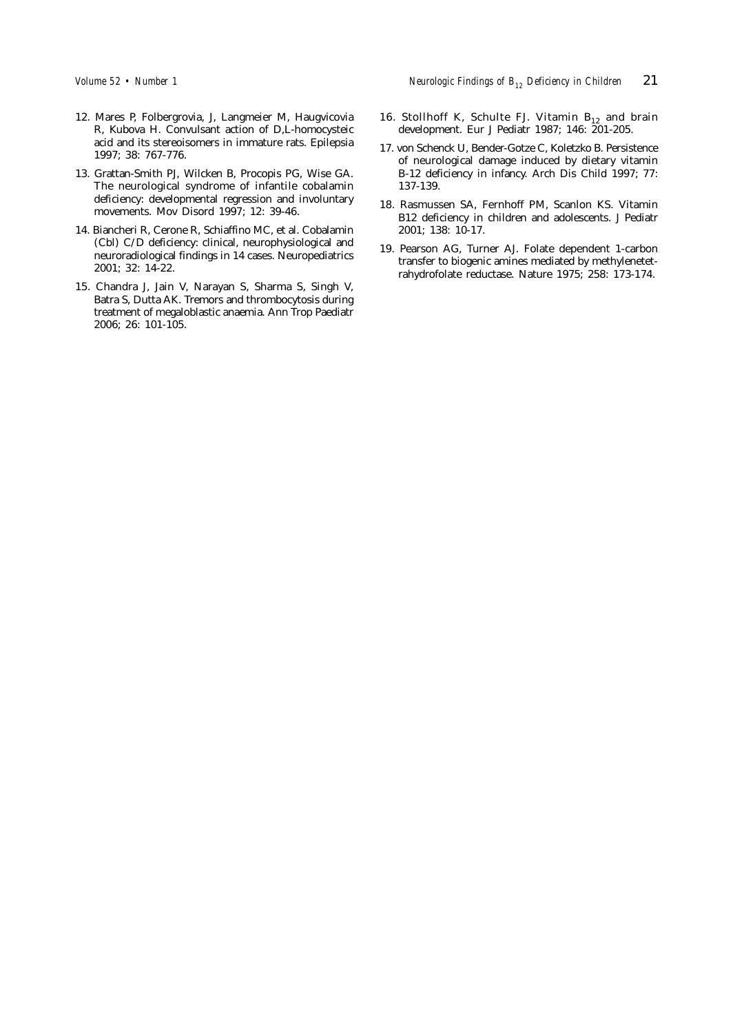12. Mares P, Folbergrovia, J, Langmeier M, Haugvicovia R, Kubova H. Convulsant action of D,L-homocysteic acid and its stereoisomers in immature rats. Epilepsia 1997; 38: 767-776.

13. Grattan-Smith PJ, Wilcken B, Procopis PG, Wise GA. The neurological syndrome of infantile cobalamin deficiency: developmental regression and involuntary movements. Mov Disord 1997; 12: 39-46.

14. Biancheri R, Cerone R, Schiaffino MC, et al. Cobalamin (Cbl) C/D deficiency: clinical, neurophysiological and neuroradiological findings in 14 cases. Neuropediatrics 2001; 32: 14-22.

15. Chandra J, Jain V, Narayan S, Sharma S, Singh V, Batra S, Dutta AK. Tremors and thrombocytosis during treatment of megaloblastic anaemia. Ann Trop Paediatr 2006; 26: 101-105.

16. Stollhoff K, Schulte FJ. Vitamin $B_{12}$ and brain development. Eur J Pediatr 1987; 146: 201-205.

17. von Schenck U, Bender-Gotze C, Koletzko B. Persistence of neurological damage induced by dietary vitamin B-12 deficiency in infancy. Arch Dis Child 1997; 77: 137-139.

18. Rasmussen SA, Fernhoff PM, Scanlon KS. Vitamin B12 deficiency in children and adolescents. J Pediatr 2001; 138: 10-17.

19. Pearson AG, Turner AJ. Folate dependent 1-carbon transfer to biogenic amines mediated by methylenetetrahydrofolate reductase. Nature 1975; 258: 173-174.